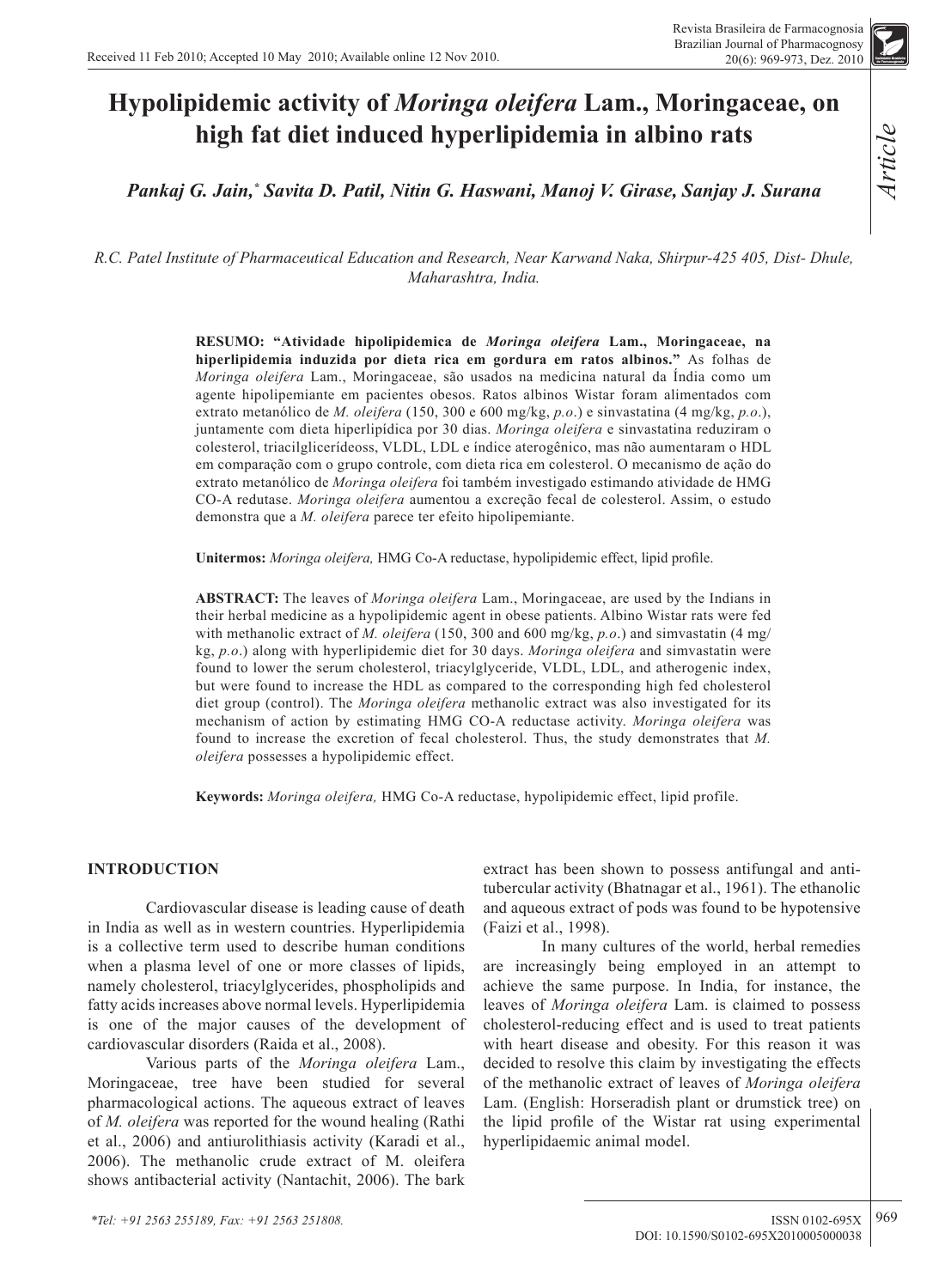Received 11 Feb 2010; Accepted 10 May 2010; Available online 12 Nov 2010.

Article

# Hypolipidemic activity of *Moringa oleifera* Lam., Moringaceae, on high fat diet induced hyperlipidemia in albino rats

***Pankaj G. Jain,* Savita D. Patil, Nitin G. Haswani, Manoj V. Girase, Sanjay J. Surana***

*R.C. Patel Institute of Pharmaceutical Education and Research, Near Karwand Naka, Shirpur-425 405, Dist- Dhule, Maharashtra, India.*

**RESUMO: "Atividade hipolipidemica de *Moringa oleifera* Lam., Moringaceae, na hiperlipidemia induzida por dieta rica em gordura em ratos albinos."** As folhas de *Moringa oleifera* Lam., Moringaceae, são usados na medicina natural da Índia como um agente hipolipemiante em pacientes obesos. Ratos albinos Wistar foram alimentados com extrato metanólico de *M. oleifera* (150, 300 e 600 mg/kg, *p.o*.) e sinvastatina (4 mg/kg, *p.o*.), juntamente com dieta hiperlipídica por 30 dias. *Moringa oleifera* e sinvastatina reduziram o colesterol, triacilglicerídeoss, VLDL, LDL e índice aterogênico, mas não aumentaram o HDL em comparação com o grupo controle, com dieta rica em colesterol. O mecanismo de ação do extrato metanólico de *Moringa oleifera* foi também investigado estimando atividade de HMG CO-A redutase. *Moringa oleifera* aumentou a excreção fecal de colesterol. Assim, o estudo demonstra que a *M. oleifera* parece ter efeito hipolipemiante.

**Unitermos:** *Moringa oleifera,* HMG Co-A reductase, hypolipidemic effect, lipid profile.

**ABSTRACT:** The leaves of *Moringa oleifera* Lam., Moringaceae, are used by the Indians in their herbal medicine as a hypolipidemic agent in obese patients. Albino Wistar rats were fed with methanolic extract of *M. oleifera* (150, 300 and 600 mg/kg, *p.o*.) and simvastatin (4 mg/kg, *p.o*.) along with hyperlipidemic diet for 30 days. *Moringa oleifera* and simvastatin were found to lower the serum cholesterol, triacylglyceride, VLDL, LDL, and atherogenic index, but were found to increase the HDL as compared to the corresponding high fed cholesterol diet group (control). The *Moringa oleifera* methanolic extract was also investigated for its mechanism of action by estimating HMG CO-A reductase activity. *Moringa oleifera* was found to increase the excretion of fecal cholesterol. Thus, the study demonstrates that *M. oleifera* possesses a hypolipidemic effect.

**Keywords:** *Moringa oleifera,* HMG Co-A reductase, hypolipidemic effect, lipid profile.

## INTRODUCTION

Cardiovascular disease is leading cause of death in India as well as in western countries. Hyperlipidemia is a collective term used to describe human conditions when a plasma level of one or more classes of lipids, namely cholesterol, triacylglycerides, phospholipids and fatty acids increases above normal levels. Hyperlipidemia is one of the major causes of the development of cardiovascular disorders (Raida et al., 2008).

Various parts of the *Moringa oleifera* Lam., Moringaceae, tree have been studied for several pharmacological actions. The aqueous extract of leaves of *M. oleifera* was reported for the wound healing (Rathi et al., 2006) and antiurolithiasis activity (Karadi et al., 2006). The methanolic crude extract of M. oleifera shows antibacterial activity (Nantachit, 2006). The bark extract has been shown to possess antifungal and anti-tubercular activity (Bhatnagar et al., 1961). The ethanolic and aqueous extract of pods was found to be hypotensive (Faizi et al., 1998).

In many cultures of the world, herbal remedies are increasingly being employed in an attempt to achieve the same purpose. In India, for instance, the leaves of *Moringa oleifera* Lam. is claimed to possess cholesterol-reducing effect and is used to treat patients with heart disease and obesity. For this reason it was decided to resolve this claim by investigating the effects of the methanolic extract of leaves of *Moringa oleifera* Lam. (English: Horseradish plant or drumstick tree) on the lipid profile of the Wistar rat using experimental hyperlipidaemic animal model.

*Tel: +91 2563 255189, Fax: +91 2563 251808.

ISSN 0102-695X
DOI: 10.1590/S0102-695X2010005000038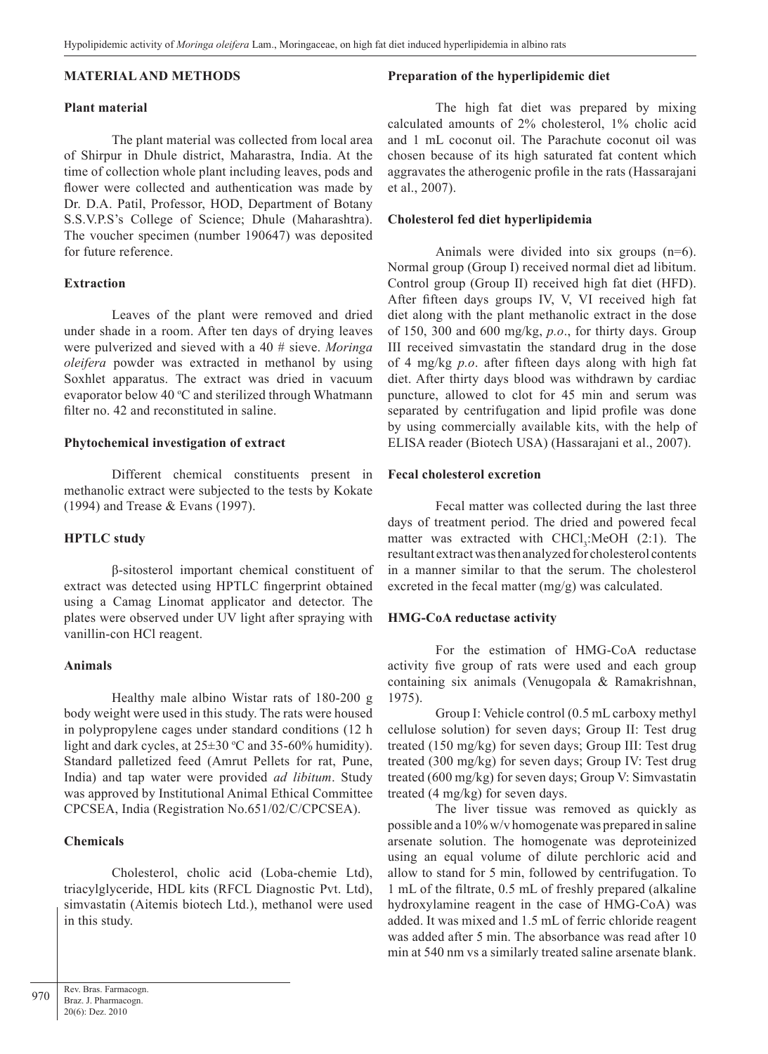## MATERIAL AND METHODS

### Plant material

The plant material was collected from local area of Shirpur in Dhule district, Maharastra, India. At the time of collection whole plant including leaves, pods and flower were collected and authentication was made by Dr. D.A. Patil, Professor, HOD, Department of Botany S.S.V.P.S's College of Science; Dhule (Maharashtra). The voucher specimen (number 190647) was deposited for future reference.

### Extraction

Leaves of the plant were removed and dried under shade in a room. After ten days of drying leaves were pulverized and sieved with a 40 # sieve. *Moringa oleifera* powder was extracted in methanol by using Soxhlet apparatus. The extract was dried in vacuum evaporator below 40 ºC and sterilized through Whatmann filter no. 42 and reconstituted in saline.

### Phytochemical investigation of extract

Different chemical constituents present in methanolic extract were subjected to the tests by Kokate (1994) and Trease & Evans (1997).

### HPTLC study

β-sitosterol important chemical constituent of extract was detected using HPTLC fingerprint obtained using a Camag Linomat applicator and detector. The plates were observed under UV light after spraying with vanillin-con HCl reagent.

### Animals

Healthy male albino Wistar rats of 180-200 g body weight were used in this study. The rats were housed in polypropylene cages under standard conditions (12 h light and dark cycles, at 25±30 ºC and 35-60% humidity). Standard palletized feed (Amrut Pellets for rat, Pune, India) and tap water were provided *ad libitum*. Study was approved by Institutional Animal Ethical Committee CPCSEA, India (Registration No.651/02/C/CPCSEA).

### Chemicals

Cholesterol, cholic acid (Loba-chemie Ltd), triacylglyceride, HDL kits (RFCL Diagnostic Pvt. Ltd), simvastatin (Aitemis biotech Ltd.), methanol were used in this study.

### Preparation of the hyperlipidemic diet

The high fat diet was prepared by mixing calculated amounts of 2% cholesterol, 1% cholic acid and 1 mL coconut oil. The Parachute coconut oil was chosen because of its high saturated fat content which aggravates the atherogenic profile in the rats (Hassarajani et al., 2007).

### Cholesterol fed diet hyperlipidemia

Animals were divided into six groups (n=6). Normal group (Group I) received normal diet ad libitum. Control group (Group II) received high fat diet (HFD). After fifteen days groups IV, V, VI received high fat diet along with the plant methanolic extract in the dose of 150, 300 and 600 mg/kg, *p.o*., for thirty days. Group III received simvastatin the standard drug in the dose of 4 mg/kg *p.o*. after fifteen days along with high fat diet. After thirty days blood was withdrawn by cardiac puncture, allowed to clot for 45 min and serum was separated by centrifugation and lipid profile was done by using commercially available kits, with the help of ELISA reader (Biotech USA) (Hassarajani et al., 2007).

### Fecal cholesterol excretion

Fecal matter was collected during the last three days of treatment period. The dried and powered fecal matter was extracted with $CHCl_3$:MeOH (2:1). The resultant extract was then analyzed for cholesterol contents in a manner similar to that the serum. The cholesterol excreted in the fecal matter (mg/g) was calculated.

### HMG-CoA reductase activity

For the estimation of HMG-CoA reductase activity five group of rats were used and each group containing six animals (Venugopala & Ramakrishnan, 1975).

Group I: Vehicle control (0.5 mL carboxy methyl cellulose solution) for seven days; Group II: Test drug treated (150 mg/kg) for seven days; Group III: Test drug treated (300 mg/kg) for seven days; Group IV: Test drug treated (600 mg/kg) for seven days; Group V: Simvastatin treated (4 mg/kg) for seven days.

The liver tissue was removed as quickly as possible and a 10% w/v homogenate was prepared in saline arsenate solution. The homogenate was deproteinized using an equal volume of dilute perchloric acid and allow to stand for 5 min, followed by centrifugation. To 1 mL of the filtrate, 0.5 mL of freshly prepared (alkaline hydroxylamine reagent in the case of HMG-CoA) was added. It was mixed and 1.5 mL of ferric chloride reagent was added after 5 min. The absorbance was read after 10 min at 540 nm vs a similarly treated saline arsenate blank.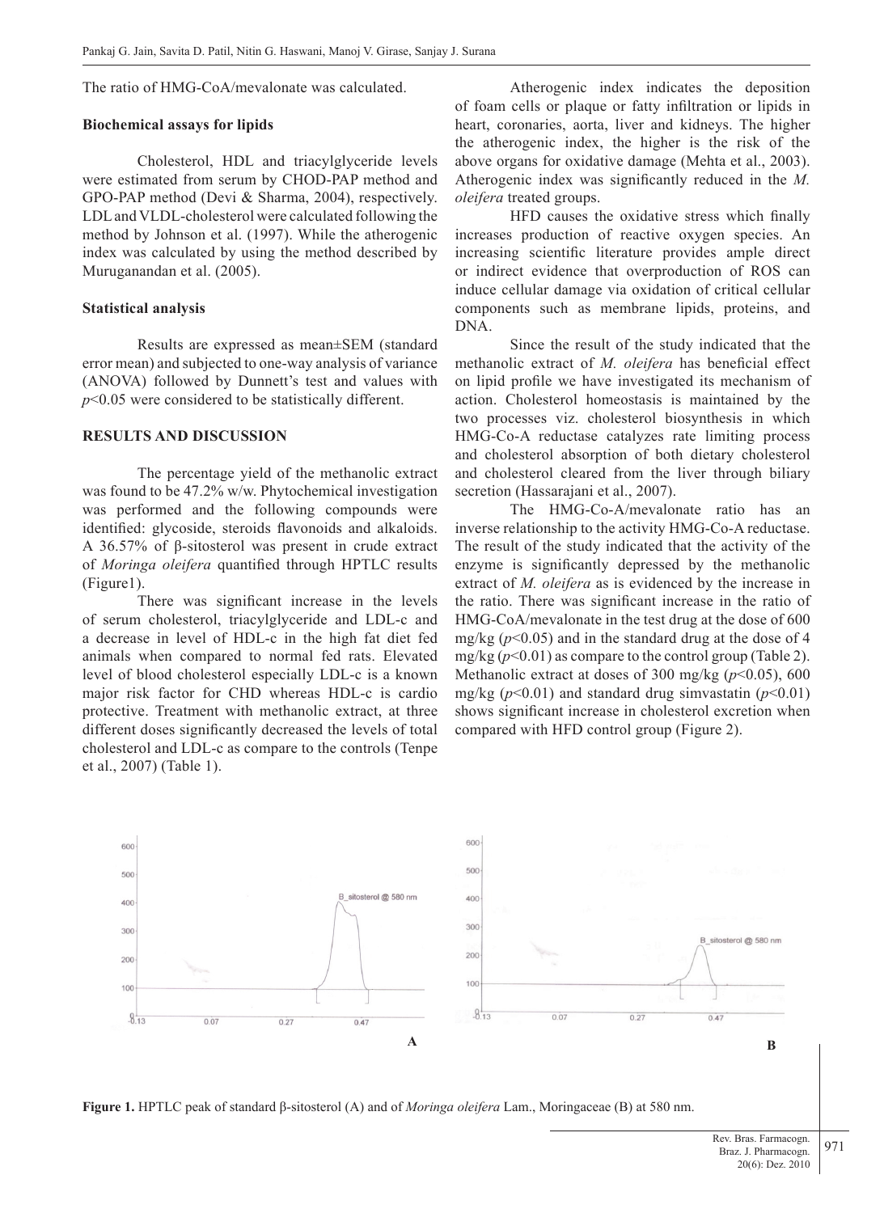The ratio of HMG-CoA/mevalonate was calculated.

**Biochemical assays for lipids**

Cholesterol, HDL and triacylglyceride levels were estimated from serum by CHOD-PAP method and GPO-PAP method (Devi & Sharma, 2004), respectively. LDL and VLDL-cholesterol were calculated following the method by Johnson et al. (1997). While the atherogenic index was calculated by using the method described by Muruganandan et al. (2005).

**Statistical analysis**

Results are expressed as mean±SEM (standard error mean) and subjected to one-way analysis of variance (ANOVA) followed by Dunnett's test and values with $p<0.05$ were considered to be statistically different.

**RESULTS AND DISCUSSION**

The percentage yield of the methanolic extract was found to be 47.2% w/w. Phytochemical investigation was performed and the following compounds were identified: glycoside, steroids flavonoids and alkaloids. A 36.57% of β-sitosterol was present in crude extract of *Moringa oleifera* quantified through HPTLC results (Figure1).

There was significant increase in the levels of serum cholesterol, triacylglyceride and LDL-c and a decrease in level of HDL-c in the high fat diet fed animals when compared to normal fed rats. Elevated level of blood cholesterol especially LDL-c is a known major risk factor for CHD whereas HDL-c is cardio protective. Treatment with methanolic extract, at three different doses significantly decreased the levels of total cholesterol and LDL-c as compare to the controls (Tenpe et al., 2007) (Table 1).

Atherogenic index indicates the deposition of foam cells or plaque or fatty infiltration or lipids in heart, coronaries, aorta, liver and kidneys. The higher the atherogenic index, the higher is the risk of the above organs for oxidative damage (Mehta et al., 2003). Atherogenic index was significantly reduced in the *M. oleifera* treated groups.

HFD causes the oxidative stress which finally increases production of reactive oxygen species. An increasing scientific literature provides ample direct or indirect evidence that overproduction of ROS can induce cellular damage via oxidation of critical cellular components such as membrane lipids, proteins, and DNA.

Since the result of the study indicated that the methanolic extract of *M. oleifera* has beneficial effect on lipid profile we have investigated its mechanism of action. Cholesterol homeostasis is maintained by the two processes viz. cholesterol biosynthesis in which HMG-Co-A reductase catalyzes rate limiting process and cholesterol absorption of both dietary cholesterol and cholesterol cleared from the liver through biliary secretion (Hassarajani et al., 2007).

The HMG-Co-A/mevalonate ratio has an inverse relationship to the activity HMG-Co-A reductase. The result of the study indicated that the activity of the enzyme is significantly depressed by the methanolic extract of *M. oleifera* as is evidenced by the increase in the ratio. There was significant increase in the ratio of HMG-CoA/mevalonate in the test drug at the dose of 600 mg/kg ($p<0.05$) and in the standard drug at the dose of 4 mg/kg ($p<0.01$) as compare to the control group (Table 2). Methanolic extract at doses of 300 mg/kg ($p<0.05$), 600 mg/kg ($p<0.01$) and standard drug simvastatin ($p<0.01$) shows significant increase in cholesterol excretion when compared with HFD control group (Figure 2).

**Figure 1.** HPTLC peak of standard β-sitosterol (A) and of *Moringa oleifera* Lam., Moringaceae (B) at 580 nm.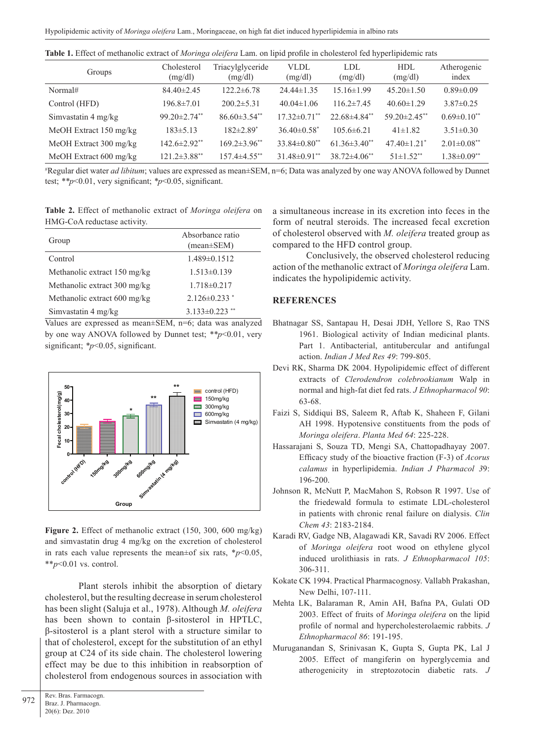**Table 1.** Effect of methanolic extract of *Moringa oleifera* Lam. on lipid profile in cholesterol fed hyperlipidemic rats

| Groups | Cholesterol (mg/dl) | Triacylglyceride (mg/dl) | VLDL (mg/dl) | LDL (mg/dl) | HDL (mg/dl) | Atherogenic index |
|---|---|---|---|---|---|---|
| Normal# | 84.40±2.45 | 122.2±6.78 | 24.44±1.35 | 15.16±1.99 | 45.20±1.50 | 0.89±0.09 |
| Control (HFD) | 196.8±7.01 | 200.2±5.31 | 40.04±1.06 | 116.2±7.45 | 40.60±1.29 | 3.87±0.25 |
| Simvastatin 4 mg/kg | 99.20±2.74** | 86.60±3.54** | 17.32±0.71** | 22.68±4.84** | 59.20±2.45** | 0.69±0.10** |
| MeOH Extract 150 mg/kg | 183±5.13 | 182±2.89* | 36.40±0.58* | 105.6±6.21 | 41±1.82 | 3.51±0.30 |
| MeOH Extract 300 mg/kg | 142.6±2.92** | 169.2±3.96** | 33.84±0.80** | 61.36±3.40** | 47.40±1.21* | 2.01±0.08** |
| MeOH Extract 600 mg/kg | 121.2±3.88** | 157.4±4.55** | 31.48±0.91** | 38.72±4.06** | 51±1.52** | 1.38±0.09** |

#Regular diet water *ad libitum*; values are expressed as mean±SEM, n=6; Data was analyzed by one way ANOVA followed by Dunnet test; \*\**p*<0.01, very significant; \**p*<0.05, significant.

**Table 2.** Effect of methanolic extract of *Moringa oleifera* on HMG-CoA reductase activity.

| Group | Absorbance ratio (mean±SEM) |
|---|---|
| Control | 1.489±0.1512 |
| Methanolic extract 150 mg/kg | 1.513±0.139 |
| Methanolic extract 300 mg/kg | 1.718±0.217 |
| Methanolic extract 600 mg/kg | 2.126±0.233 * |
| Simvastatin 4 mg/kg | 3.133±0.223 ** |

Values are expressed as mean±SEM, n=6; data was analyzed by one way ANOVA followed by Dunnet test; \*\**p*<0.01, very significant; \**p*<0.05, significant.

**Figure 2.** Effect of methanolic extract (150, 300, 600 mg/kg) and simvastatin drug 4 mg/kg on the excretion of cholesterol in rats each value represents the mean±of six rats, \**p*<0.05, \*\**p*<0.01 vs. control.

Plant sterols inhibit the absorption of dietary cholesterol, but the resulting decrease in serum cholesterol has been slight (Saluja et al., 1978). Although *M. oleifera* has been shown to contain β-sitosterol in HPTLC, β-sitosterol is a plant sterol with a structure similar to that of cholesterol, except for the substitution of an ethyl group at C24 of its side chain. The cholesterol lowering effect may be due to this inhibition in reabsorption of cholesterol from endogenous sources in association with a simultaneous increase in its excretion into feces in the form of neutral steroids. The increased fecal excretion of cholesterol observed with *M. oleifera* treated group as compared to the HFD control group.

Conclusively, the observed cholesterol reducing action of the methanolic extract of *Moringa oleifera* Lam. indicates the hypolipidemic activity.

## REFERENCES

Bhatnagar SS, Santapau H, Desai JDH, Yellore S, Rao TNS 1961. Biological activity of Indian medicinal plants. Part 1. Antibacterial, antitubercular and antifungal action. *Indian J Med Res 49*: 799-805.

Devi RK, Sharma DK 2004. Hypolipidemic effect of different extracts of *Clerodendron colebrookianum* Walp in normal and high-fat diet fed rats. *J Ethnopharmacol 90*: 63-68.

Faizi S, Siddiqui BS, Saleem R, Aftab K, Shaheen F, Gilani AH 1998. Hypotensive constituents from the pods of *Moringa oleifera*. *Planta Med 64*: 225-228.

Hassarajani S, Souza TD, Mengi SA, Chattopadhayay 2007. Efficacy study of the bioactive fraction (F-3) of *Acorus calamus* in hyperlipidemia. *Indian J Pharmacol 39*: 196-200.

Johnson R, McNutt P, MacMahon S, Robson R 1997. Use of the friedewald formula to estimate LDL-cholesterol in patients with chronic renal failure on dialysis. *Clin Chem 43*: 2183-2184.

Karadi RV, Gadge NB, Alagawadi KR, Savadi RV 2006. Effect of *Moringa oleifera* root wood on ethylene glycol induced urolithiasis in rats. *J Ethnopharmacol 105*: 306-311.

Kokate CK 1994. Practical Pharmacognosy. Vallabh Prakashan, New Delhi, 107-111.

Mehta LK, Balaraman R, Amin AH, Bafna PA, Gulati OD 2003. Effect of fruits of *Moringa oleifera* on the lipid profile of normal and hypercholesterolaemic rabbits. *J Ethnopharmacol 86*: 191-195.

Muruganandan S, Srinivasan K, Gupta S, Gupta PK, Lal J 2005. Effect of mangiferin on hyperglycemia and atherogenicity in streptozotocin diabetic rats. *J*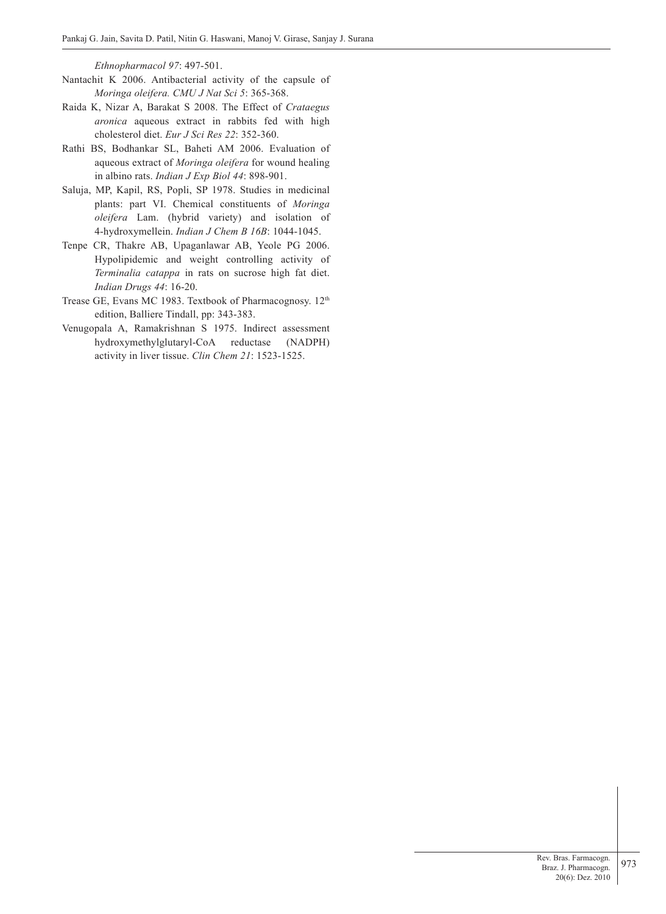*Ethnopharmacol 97*: 497-501.

Nantachit K 2006. Antibacterial activity of the capsule of *Moringa oleifera. CMU J Nat Sci 5*: 365-368.

Raida K, Nizar A, Barakat S 2008. The Effect of *Crataegus aronica* aqueous extract in rabbits fed with high cholesterol diet. *Eur J Sci Res 22*: 352-360.

Rathi BS, Bodhankar SL, Baheti AM 2006. Evaluation of aqueous extract of *Moringa oleifera* for wound healing in albino rats. *Indian J Exp Biol 44*: 898-901.

Saluja, MP, Kapil, RS, Popli, SP 1978. Studies in medicinal plants: part VI. Chemical constituents of *Moringa oleifera* Lam. (hybrid variety) and isolation of 4-hydroxymellein. *Indian J Chem B 16B*: 1044-1045.

Tenpe CR, Thakre AB, Upaganlawar AB, Yeole PG 2006. Hypolipidemic and weight controlling activity of *Terminalia catappa* in rats on sucrose high fat diet. *Indian Drugs 44*: 16-20.

Trease GE, Evans MC 1983. Textbook of Pharmacognosy. 12th edition, Balliere Tindall, pp: 343-383.

Venugopala A, Ramakrishnan S 1975. Indirect assessment hydroxymethylglutaryl-CoA reductase (NADPH) activity in liver tissue. *Clin Chem 21*: 1523-1525.